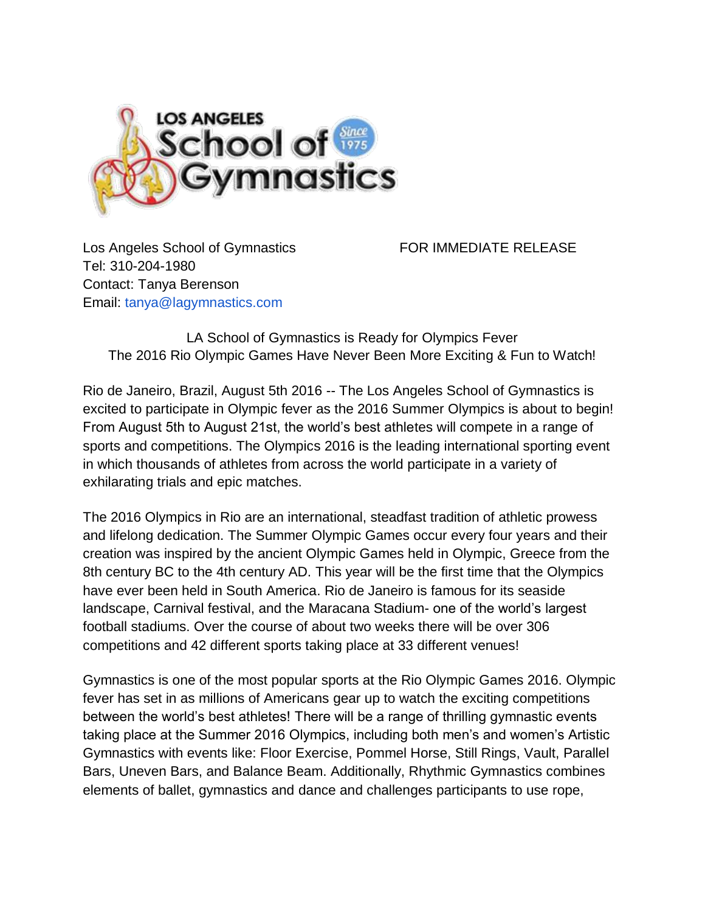Los Angeles School of Gymnastics — FOR IMMEDIATE RELEASE

Tel: 310-204-1980
Contact: Tanya Berenson
Email: tanya@lagymnastics.com

## LA School of Gymnastics is Ready for Olympics Fever
### The 2016 Rio Olympic Games Have Never Been More Exciting & Fun to Watch!

Rio de Janeiro, Brazil, August 5th 2016 -- The Los Angeles School of Gymnastics is excited to participate in Olympic fever as the 2016 Summer Olympics is about to begin! From August 5th to August 21st, the world's best athletes will compete in a range of sports and competitions. The Olympics 2016 is the leading international sporting event in which thousands of athletes from across the world participate in a variety of exhilarating trials and epic matches.

The 2016 Olympics in Rio are an international, steadfast tradition of athletic prowess and lifelong dedication. The Summer Olympic Games occur every four years and their creation was inspired by the ancient Olympic Games held in Olympic, Greece from the 8th century BC to the 4th century AD. This year will be the first time that the Olympics have ever been held in South America. Rio de Janeiro is famous for its seaside landscape, Carnival festival, and the Maracana Stadium- one of the world's largest football stadiums. Over the course of about two weeks there will be over 306 competitions and 42 different sports taking place at 33 different venues!

Gymnastics is one of the most popular sports at the Rio Olympic Games 2016. Olympic fever has set in as millions of Americans gear up to watch the exciting competitions between the world's best athletes! There will be a range of thrilling gymnastic events taking place at the Summer 2016 Olympics, including both men's and women's Artistic Gymnastics with events like: Floor Exercise, Pommel Horse, Still Rings, Vault, Parallel Bars, Uneven Bars, and Balance Beam. Additionally, Rhythmic Gymnastics combines elements of ballet, gymnastics and dance and challenges participants to use rope,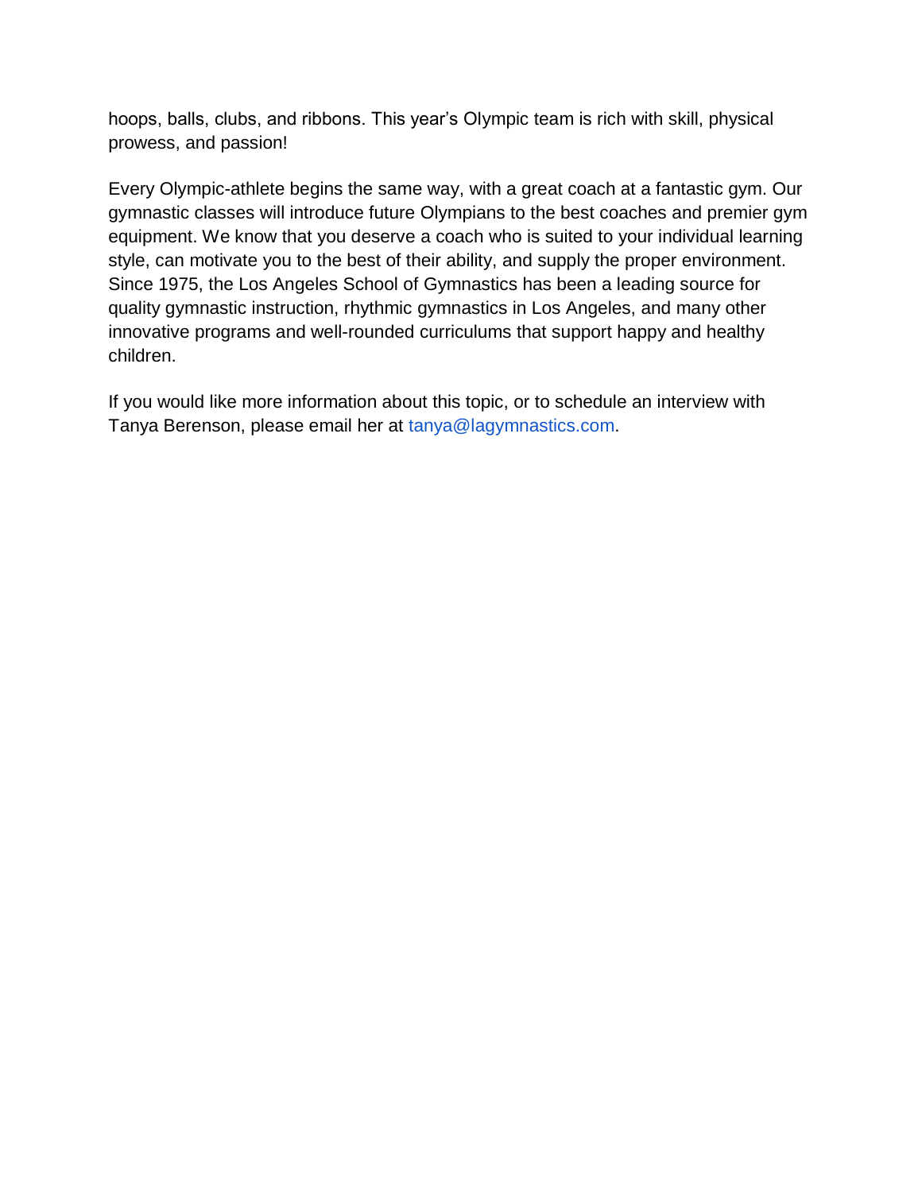hoops, balls, clubs, and ribbons. This year's Olympic team is rich with skill, physical prowess, and passion!

Every Olympic-athlete begins the same way, with a great coach at a fantastic gym. Our gymnastic classes will introduce future Olympians to the best coaches and premier gym equipment. We know that you deserve a coach who is suited to your individual learning style, can motivate you to the best of their ability, and supply the proper environment. Since 1975, the Los Angeles School of Gymnastics has been a leading source for quality gymnastic instruction, rhythmic gymnastics in Los Angeles, and many other innovative programs and well-rounded curriculums that support happy and healthy children.

If you would like more information about this topic, or to schedule an interview with Tanya Berenson, please email her at tanya@lagymnastics.com.